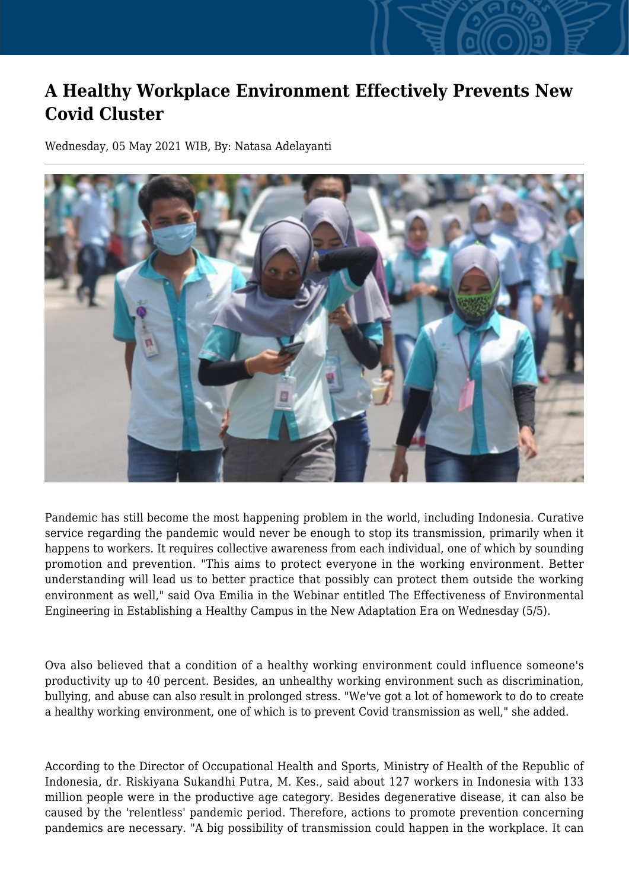# A Healthy Workplace Environment Effectively Prevents New Covid Cluster

Wednesday, 05 May 2021 WIB, By: Natasa Adelayanti

Pandemic has still become the most happening problem in the world, including Indonesia. Curative service regarding the pandemic would never be enough to stop its transmission, primarily when it happens to workers. It requires collective awareness from each individual, one of which by sounding promotion and prevention. "This aims to protect everyone in the working environment. Better understanding will lead us to better practice that possibly can protect them outside the working environment as well," said Ova Emilia in the Webinar entitled The Effectiveness of Environmental Engineering in Establishing a Healthy Campus in the New Adaptation Era on Wednesday (5/5).

Ova also believed that a condition of a healthy working environment could influence someone's productivity up to 40 percent. Besides, an unhealthy working environment such as discrimination, bullying, and abuse can also result in prolonged stress. "We've got a lot of homework to do to create a healthy working environment, one of which is to prevent Covid transmission as well," she added.

According to the Director of Occupational Health and Sports, Ministry of Health of the Republic of Indonesia, dr. Riskiyana Sukandhi Putra, M. Kes., said about 127 workers in Indonesia with 133 million people were in the productive age category. Besides degenerative disease, it can also be caused by the 'relentless' pandemic period. Therefore, actions to promote prevention concerning pandemics are necessary. "A big possibility of transmission could happen in the workplace. It can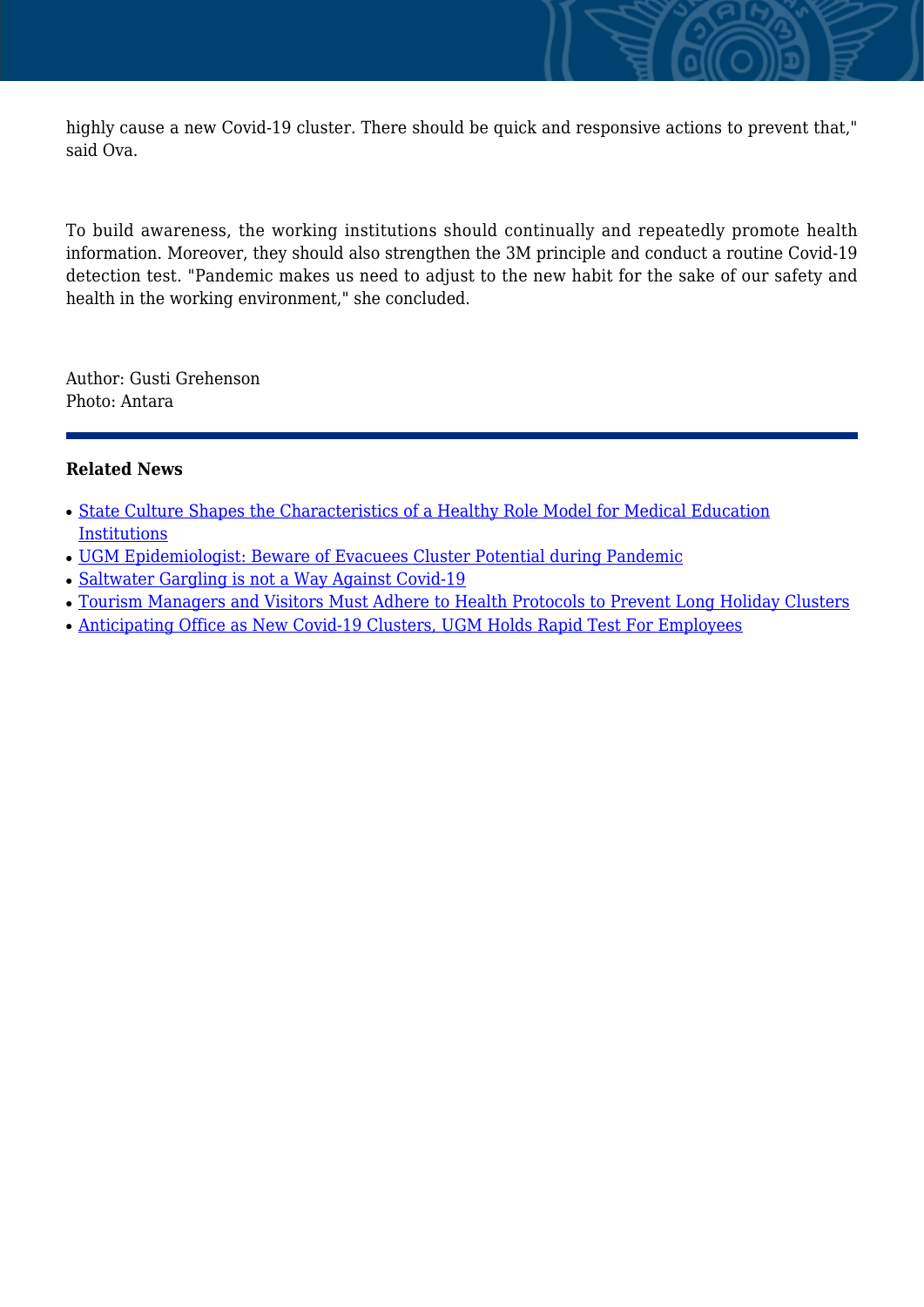highly cause a new Covid-19 cluster. There should be quick and responsive actions to prevent that," said Ova.

To build awareness, the working institutions should continually and repeatedly promote health information. Moreover, they should also strengthen the 3M principle and conduct a routine Covid-19 detection test. "Pandemic makes us need to adjust to the new habit for the sake of our safety and health in the working environment," she concluded.

Author: Gusti Grehenson
Photo: Antara

---

**Related News**

- State Culture Shapes the Characteristics of a Healthy Role Model for Medical Education Institutions
- UGM Epidemiologist: Beware of Evacuees Cluster Potential during Pandemic
- Saltwater Gargling is not a Way Against Covid-19
- Tourism Managers and Visitors Must Adhere to Health Protocols to Prevent Long Holiday Clusters
- Anticipating Office as New Covid-19 Clusters, UGM Holds Rapid Test For Employees